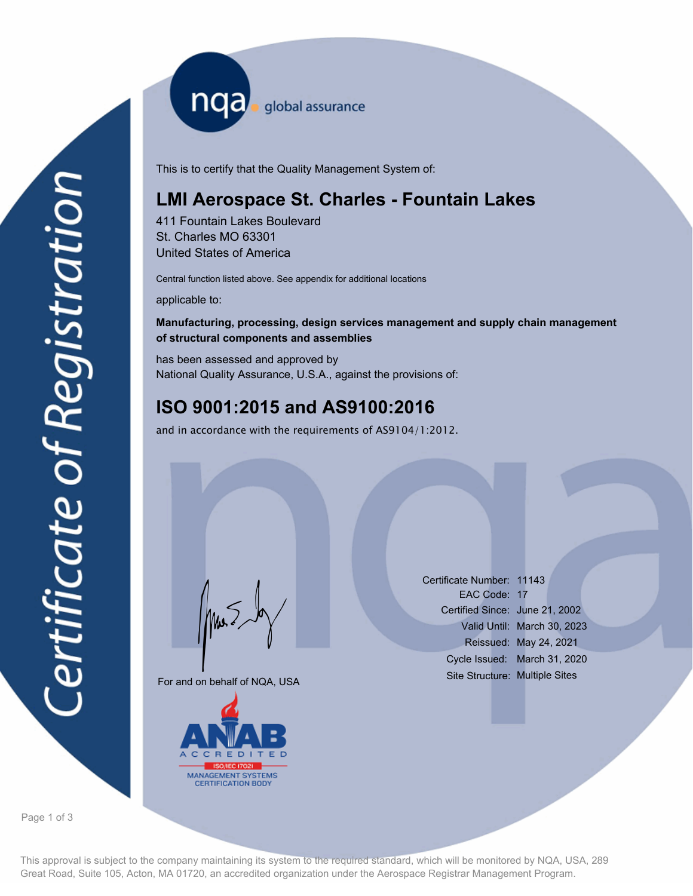nqa global assurance

# Certificate of Registration

This is to certify that the Quality Management System of:

## LMI Aerospace St. Charles - Fountain Lakes

411 Fountain Lakes Boulevard
St. Charles MO 63301
United States of America

Central function listed above. See appendix for additional locations

applicable to:

**Manufacturing, processing, design services management and supply chain management of structural components and assemblies**

has been assessed and approved by
National Quality Assurance, U.S.A., against the provisions of:

## ISO 9001:2015 and AS9100:2016

and in accordance with the requirements of AS9104/1:2012.

For and on behalf of NQA, USA

| | |
|---|---|
| Certificate Number: | 11143 |
| EAC Code: | 17 |
| Certified Since: | June 21, 2002 |
| Valid Until: | March 30, 2023 |
| Reissued: | May 24, 2021 |
| Cycle Issued: | March 31, 2020 |
| Site Structure: | Multiple Sites |

ANAB ACCREDITED ISO/IEC 17021 MANAGEMENT SYSTEMS CERTIFICATION BODY

This approval is subject to the company maintaining its system to the required standard, which will be monitored by NQA, USA, 289 Great Road, Suite 105, Acton, MA 01720, an accredited organization under the Aerospace Registrar Management Program.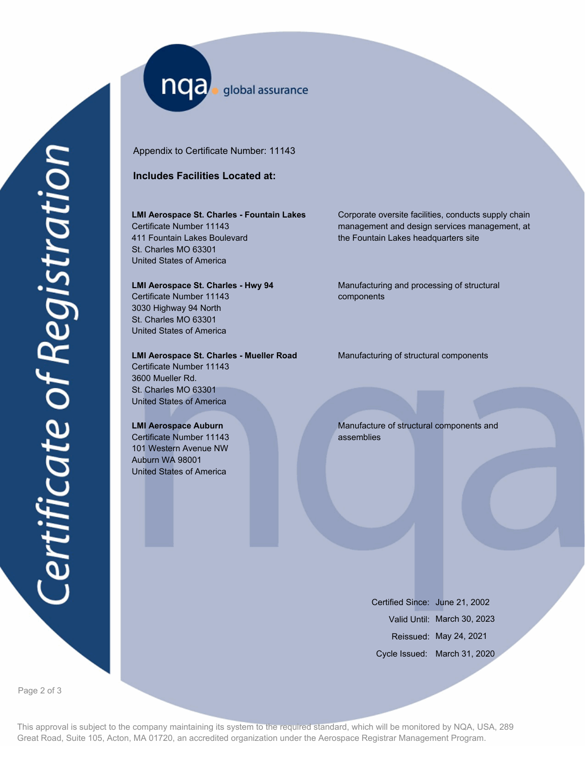Certificate of Registration

nqa global assurance

Appendix to Certificate Number: 11143

**Includes Facilities Located at:**

**LMI Aerospace St. Charles - Fountain Lakes**
Certificate Number 11143
411 Fountain Lakes Boulevard
St. Charles MO 63301
United States of America

Corporate oversite facilities, conducts supply chain management and design services management, at the Fountain Lakes headquarters site

**LMI Aerospace St. Charles - Hwy 94**
Certificate Number 11143
3030 Highway 94 North
St. Charles MO 63301
United States of America

Manufacturing and processing of structural components

**LMI Aerospace St. Charles - Mueller Road**
Certificate Number 11143
3600 Mueller Rd.
St. Charles MO 63301
United States of America

Manufacturing of structural components

**LMI Aerospace Auburn**
Certificate Number 11143
101 Western Avenue NW
Auburn WA 98001
United States of America

Manufacture of structural components and assemblies

Certified Since: June 21, 2002
Valid Until: March 30, 2023
Reissued: May 24, 2021
Cycle Issued: March 31, 2020

This approval is subject to the company maintaining its system to the required standard, which will be monitored by NQA, USA, 289 Great Road, Suite 105, Acton, MA 01720, an accredited organization under the Aerospace Registrar Management Program.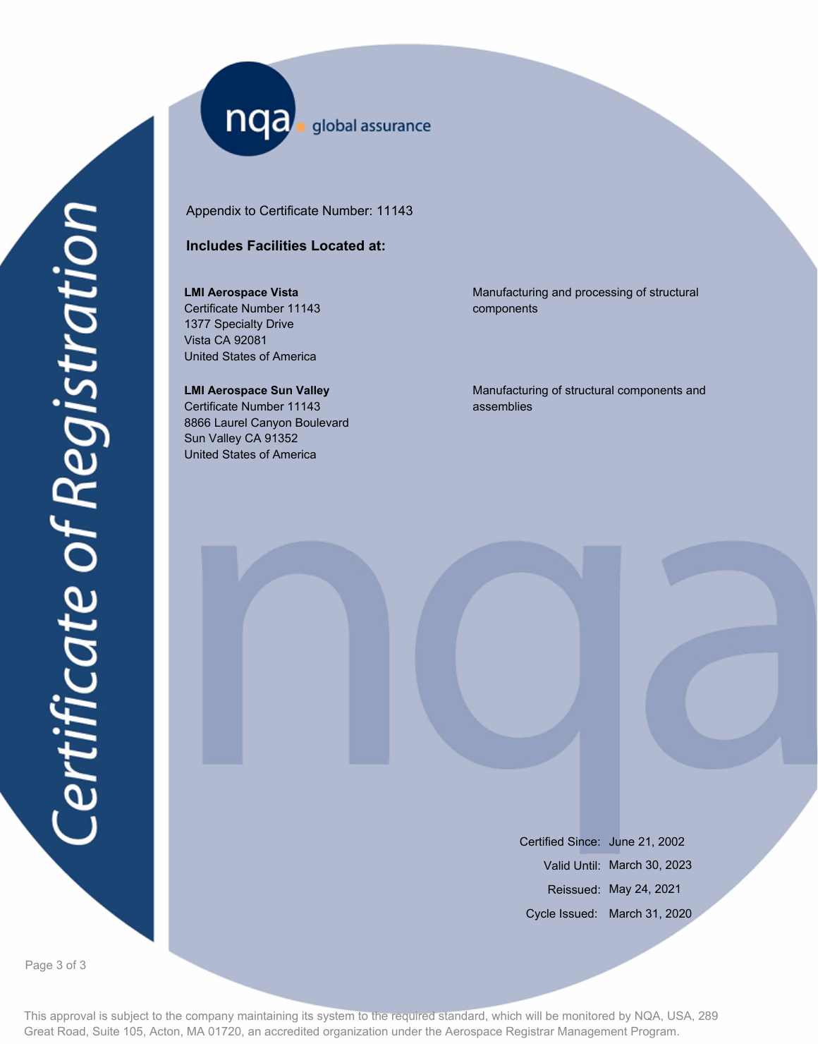Certificate of Registration

nqa global assurance

Appendix to Certificate Number: 11143

**Includes Facilities Located at:**

| | |
|---|---|
| **LMI Aerospace Vista**<br>Certificate Number 11143<br>1377 Specialty Drive<br>Vista CA 92081<br>United States of America | Manufacturing and processing of structural components |
| **LMI Aerospace Sun Valley**<br>Certificate Number 11143<br>8866 Laurel Canyon Boulevard<br>Sun Valley CA 91352<br>United States of America | Manufacturing of structural components and assemblies |

Certified Since: June 21, 2002
Valid Until: March 30, 2023
Reissued: May 24, 2021
Cycle Issued: March 31, 2020

This approval is subject to the company maintaining its system to the required standard, which will be monitored by NQA, USA, 289 Great Road, Suite 105, Acton, MA 01720, an accredited organization under the Aerospace Registrar Management Program.